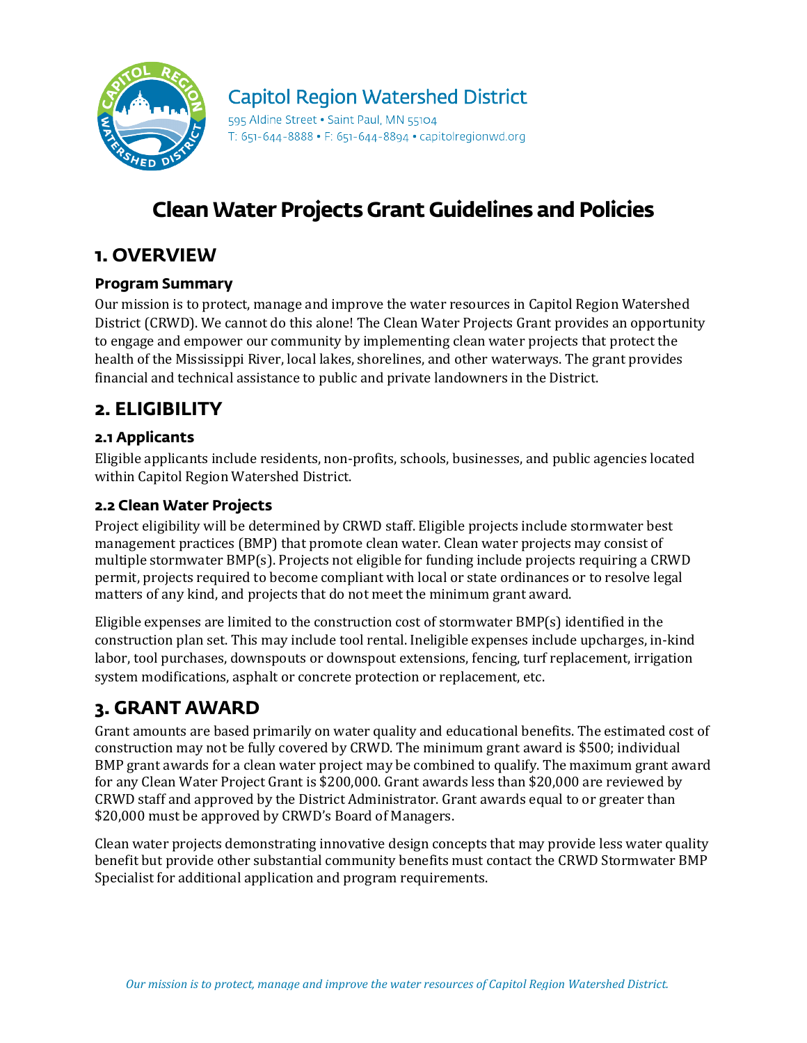Capitol Region Watershed District

595 Aldine Street • Saint Paul, MN 55104
T: 651-644-8888 • F: 651-644-8894 • capitolregionwd.org

# Clean Water Projects Grant Guidelines and Policies

## 1. OVERVIEW

### Program Summary

Our mission is to protect, manage and improve the water resources in Capitol Region Watershed District (CRWD). We cannot do this alone! The Clean Water Projects Grant provides an opportunity to engage and empower our community by implementing clean water projects that protect the health of the Mississippi River, local lakes, shorelines, and other waterways. The grant provides financial and technical assistance to public and private landowners in the District.

## 2. ELIGIBILITY

### 2.1 Applicants

Eligible applicants include residents, non-profits, schools, businesses, and public agencies located within Capitol Region Watershed District.

### 2.2 Clean Water Projects

Project eligibility will be determined by CRWD staff. Eligible projects include stormwater best management practices (BMP) that promote clean water. Clean water projects may consist of multiple stormwater BMP(s). Projects not eligible for funding include projects requiring a CRWD permit, projects required to become compliant with local or state ordinances or to resolve legal matters of any kind, and projects that do not meet the minimum grant award.

Eligible expenses are limited to the construction cost of stormwater BMP(s) identified in the construction plan set. This may include tool rental. Ineligible expenses include upcharges, in-kind labor, tool purchases, downspouts or downspout extensions, fencing, turf replacement, irrigation system modifications, asphalt or concrete protection or replacement, etc.

## 3. GRANT AWARD

Grant amounts are based primarily on water quality and educational benefits. The estimated cost of construction may not be fully covered by CRWD. The minimum grant award is $500; individual BMP grant awards for a clean water project may be combined to qualify. The maximum grant award for any Clean Water Project Grant is $200,000. Grant awards less than $20,000 are reviewed by CRWD staff and approved by the District Administrator. Grant awards equal to or greater than $20,000 must be approved by CRWD's Board of Managers.

Clean water projects demonstrating innovative design concepts that may provide less water quality benefit but provide other substantial community benefits must contact the CRWD Stormwater BMP Specialist for additional application and program requirements.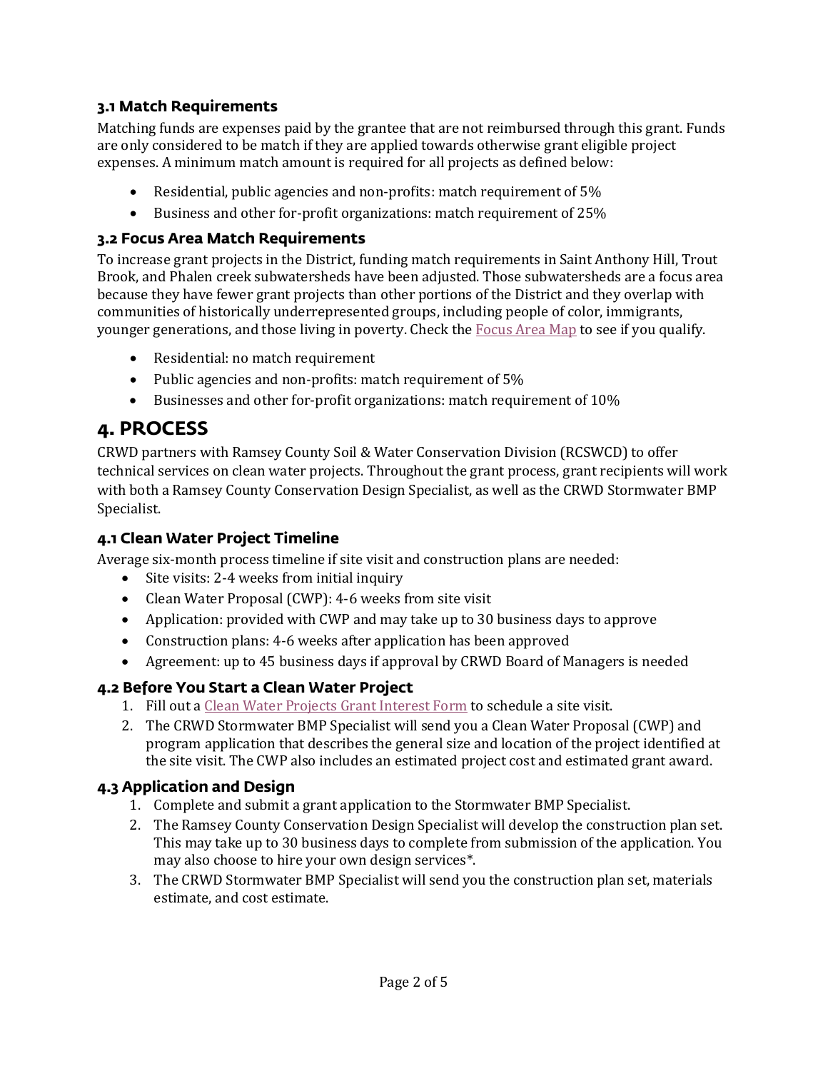### 3.1 Match Requirements

Matching funds are expenses paid by the grantee that are not reimbursed through this grant. Funds are only considered to be match if they are applied towards otherwise grant eligible project expenses. A minimum match amount is required for all projects as defined below:

- Residential, public agencies and non-profits: match requirement of 5%
- Business and other for-profit organizations: match requirement of 25%

### 3.2 Focus Area Match Requirements

To increase grant projects in the District, funding match requirements in Saint Anthony Hill, Trout Brook, and Phalen creek subwatersheds have been adjusted. Those subwatersheds are a focus area because they have fewer grant projects than other portions of the District and they overlap with communities of historically underrepresented groups, including people of color, immigrants, younger generations, and those living in poverty. Check the Focus Area Map to see if you qualify.

- Residential: no match requirement
- Public agencies and non-profits: match requirement of 5%
- Businesses and other for-profit organizations: match requirement of 10%

## 4. PROCESS

CRWD partners with Ramsey County Soil & Water Conservation Division (RCSWCD) to offer technical services on clean water projects. Throughout the grant process, grant recipients will work with both a Ramsey County Conservation Design Specialist, as well as the CRWD Stormwater BMP Specialist.

### 4.1 Clean Water Project Timeline

Average six-month process timeline if site visit and construction plans are needed:

- Site visits: 2-4 weeks from initial inquiry
- Clean Water Proposal (CWP): 4-6 weeks from site visit
- Application: provided with CWP and may take up to 30 business days to approve
- Construction plans: 4-6 weeks after application has been approved
- Agreement: up to 45 business days if approval by CRWD Board of Managers is needed

### 4.2 Before You Start a Clean Water Project

1. Fill out a Clean Water Projects Grant Interest Form to schedule a site visit.
2. The CRWD Stormwater BMP Specialist will send you a Clean Water Proposal (CWP) and program application that describes the general size and location of the project identified at the site visit. The CWP also includes an estimated project cost and estimated grant award.

### 4.3 Application and Design

1. Complete and submit a grant application to the Stormwater BMP Specialist.
2. The Ramsey County Conservation Design Specialist will develop the construction plan set. This may take up to 30 business days to complete from submission of the application. You may also choose to hire your own design services*.
3. The CRWD Stormwater BMP Specialist will send you the construction plan set, materials estimate, and cost estimate.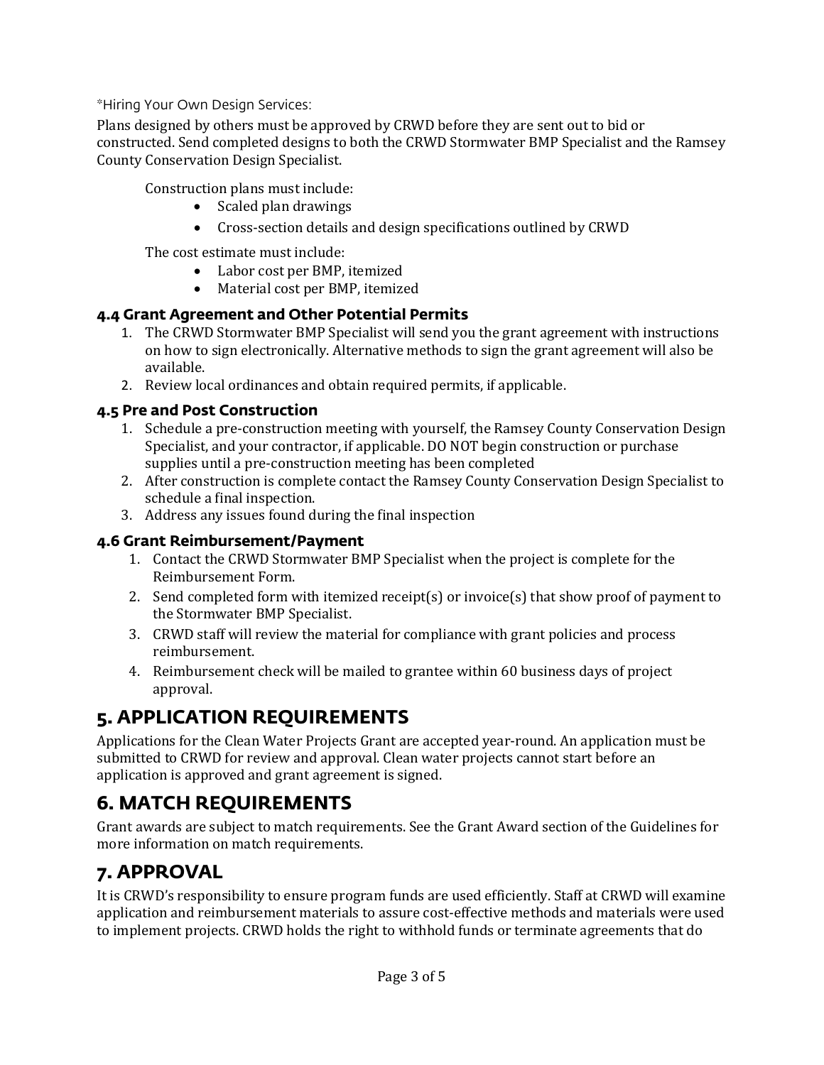*Hiring Your Own Design Services:

Plans designed by others must be approved by CRWD before they are sent out to bid or constructed. Send completed designs to both the CRWD Stormwater BMP Specialist and the Ramsey County Conservation Design Specialist.

Construction plans must include:

- Scaled plan drawings
- Cross-section details and design specifications outlined by CRWD

The cost estimate must include:

- Labor cost per BMP, itemized
- Material cost per BMP, itemized

### 4.4 Grant Agreement and Other Potential Permits

1. The CRWD Stormwater BMP Specialist will send you the grant agreement with instructions on how to sign electronically. Alternative methods to sign the grant agreement will also be available.
2. Review local ordinances and obtain required permits, if applicable.

### 4.5 Pre and Post Construction

1. Schedule a pre-construction meeting with yourself, the Ramsey County Conservation Design Specialist, and your contractor, if applicable. DO NOT begin construction or purchase supplies until a pre-construction meeting has been completed
2. After construction is complete contact the Ramsey County Conservation Design Specialist to schedule a final inspection.
3. Address any issues found during the final inspection

### 4.6 Grant Reimbursement/Payment

1. Contact the CRWD Stormwater BMP Specialist when the project is complete for the Reimbursement Form.
2. Send completed form with itemized receipt(s) or invoice(s) that show proof of payment to the Stormwater BMP Specialist.
3. CRWD staff will review the material for compliance with grant policies and process reimbursement.
4. Reimbursement check will be mailed to grantee within 60 business days of project approval.

## 5. APPLICATION REQUIREMENTS

Applications for the Clean Water Projects Grant are accepted year-round. An application must be submitted to CRWD for review and approval. Clean water projects cannot start before an application is approved and grant agreement is signed.

## 6. MATCH REQUIREMENTS

Grant awards are subject to match requirements. See the Grant Award section of the Guidelines for more information on match requirements.

## 7. APPROVAL

It is CRWD's responsibility to ensure program funds are used efficiently. Staff at CRWD will examine application and reimbursement materials to assure cost-effective methods and materials were used to implement projects. CRWD holds the right to withhold funds or terminate agreements that do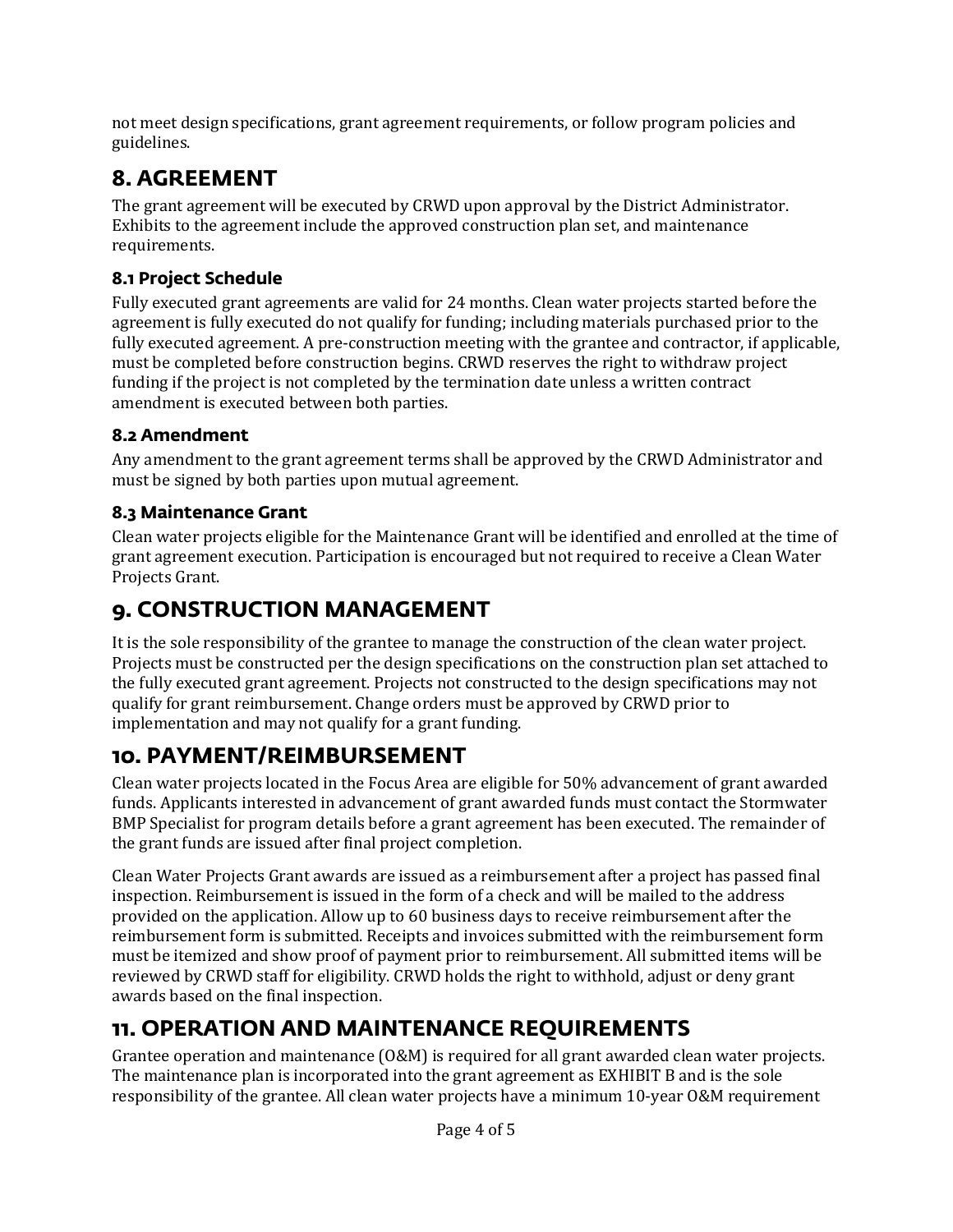not meet design specifications, grant agreement requirements, or follow program policies and guidelines.

## 8. AGREEMENT

The grant agreement will be executed by CRWD upon approval by the District Administrator. Exhibits to the agreement include the approved construction plan set, and maintenance requirements.

### 8.1 Project Schedule

Fully executed grant agreements are valid for 24 months. Clean water projects started before the agreement is fully executed do not qualify for funding; including materials purchased prior to the fully executed agreement. A pre-construction meeting with the grantee and contractor, if applicable, must be completed before construction begins. CRWD reserves the right to withdraw project funding if the project is not completed by the termination date unless a written contract amendment is executed between both parties.

### 8.2 Amendment

Any amendment to the grant agreement terms shall be approved by the CRWD Administrator and must be signed by both parties upon mutual agreement.

### 8.3 Maintenance Grant

Clean water projects eligible for the Maintenance Grant will be identified and enrolled at the time of grant agreement execution. Participation is encouraged but not required to receive a Clean Water Projects Grant.

## 9. CONSTRUCTION MANAGEMENT

It is the sole responsibility of the grantee to manage the construction of the clean water project. Projects must be constructed per the design specifications on the construction plan set attached to the fully executed grant agreement. Projects not constructed to the design specifications may not qualify for grant reimbursement. Change orders must be approved by CRWD prior to implementation and may not qualify for a grant funding.

## 10. PAYMENT/REIMBURSEMENT

Clean water projects located in the Focus Area are eligible for 50% advancement of grant awarded funds. Applicants interested in advancement of grant awarded funds must contact the Stormwater BMP Specialist for program details before a grant agreement has been executed. The remainder of the grant funds are issued after final project completion.

Clean Water Projects Grant awards are issued as a reimbursement after a project has passed final inspection. Reimbursement is issued in the form of a check and will be mailed to the address provided on the application. Allow up to 60 business days to receive reimbursement after the reimbursement form is submitted. Receipts and invoices submitted with the reimbursement form must be itemized and show proof of payment prior to reimbursement. All submitted items will be reviewed by CRWD staff for eligibility. CRWD holds the right to withhold, adjust or deny grant awards based on the final inspection.

## 11. OPERATION AND MAINTENANCE REQUIREMENTS

Grantee operation and maintenance (O&M) is required for all grant awarded clean water projects. The maintenance plan is incorporated into the grant agreement as EXHIBIT B and is the sole responsibility of the grantee. All clean water projects have a minimum 10-year O&M requirement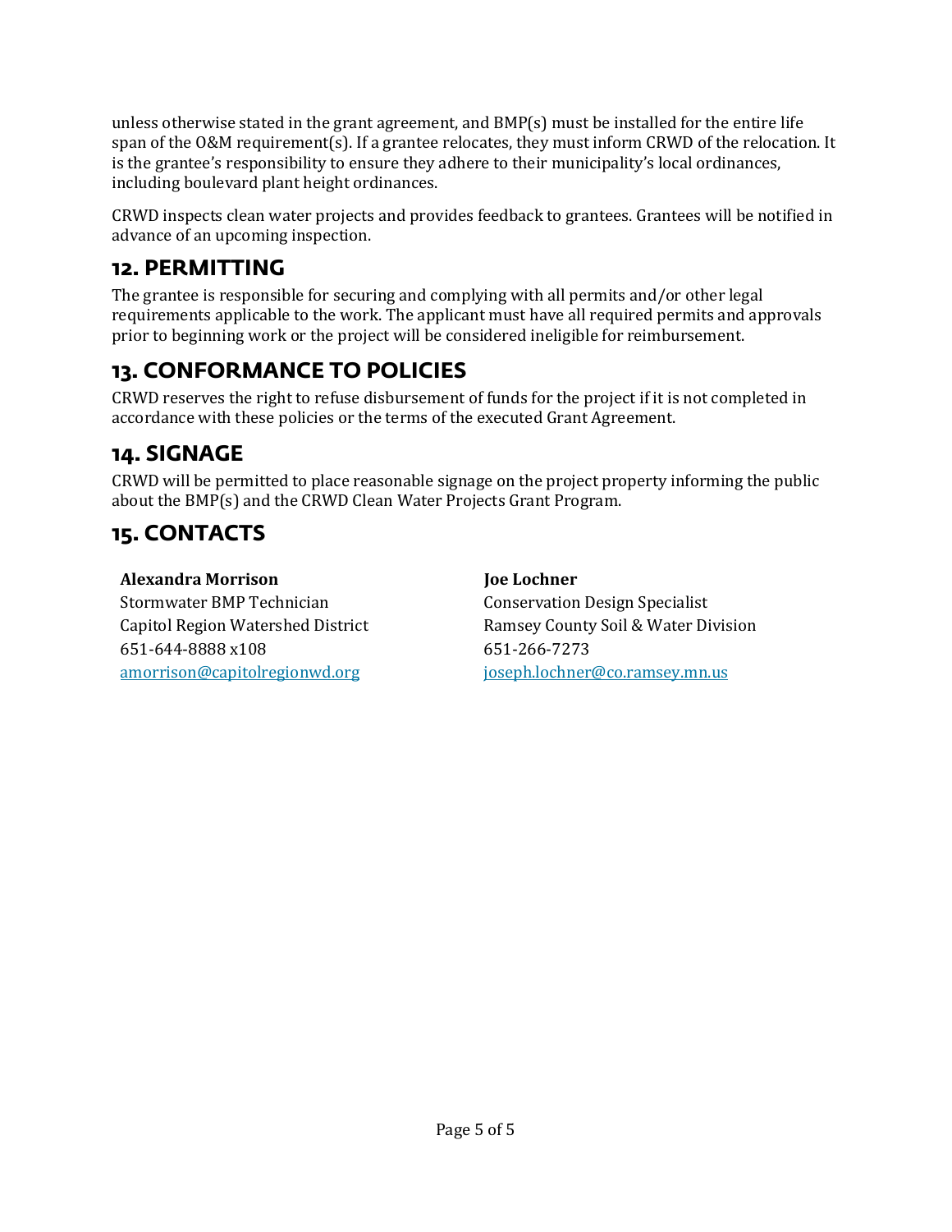unless otherwise stated in the grant agreement, and BMP(s) must be installed for the entire life span of the O&M requirement(s). If a grantee relocates, they must inform CRWD of the relocation. It is the grantee's responsibility to ensure they adhere to their municipality's local ordinances, including boulevard plant height ordinances.

CRWD inspects clean water projects and provides feedback to grantees. Grantees will be notified in advance of an upcoming inspection.

## 12. PERMITTING

The grantee is responsible for securing and complying with all permits and/or other legal requirements applicable to the work. The applicant must have all required permits and approvals prior to beginning work or the project will be considered ineligible for reimbursement.

## 13. CONFORMANCE TO POLICIES

CRWD reserves the right to refuse disbursement of funds for the project if it is not completed in accordance with these policies or the terms of the executed Grant Agreement.

## 14. SIGNAGE

CRWD will be permitted to place reasonable signage on the project property informing the public about the BMP(s) and the CRWD Clean Water Projects Grant Program.

## 15. CONTACTS

**Alexandra Morrison**
Stormwater BMP Technician
Capitol Region Watershed District
651-644-8888 x108
amorrison@capitolregionwd.org

**Joe Lochner**
Conservation Design Specialist
Ramsey County Soil & Water Division
651-266-7273
joseph.lochner@co.ramsey.mn.us